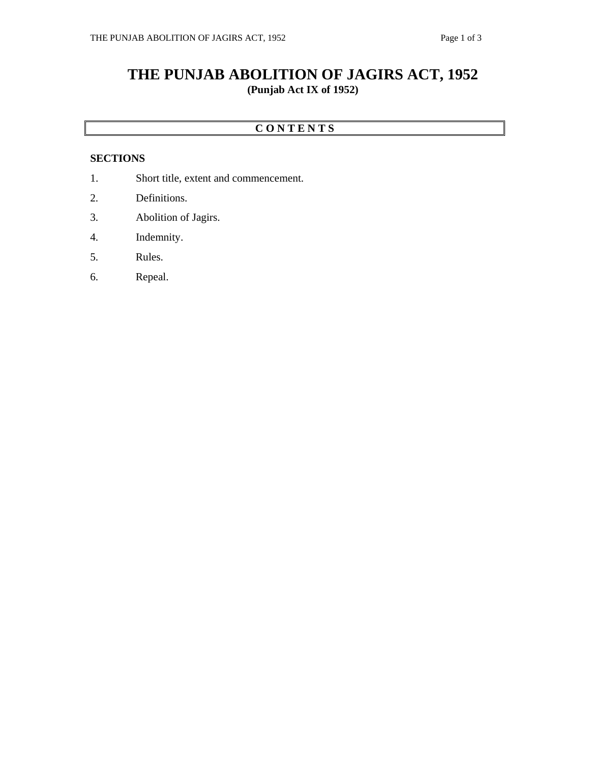# THE PUNJAB ABOLITION OF JAGIRS ACT, 1952

**(Punjab Act IX of 1952)**

**C O N T E N T S**

**SECTIONS**

1. Short title, extent and commencement.
2. Definitions.
3. Abolition of Jagirs.
4. Indemnity.
5. Rules.
6. Repeal.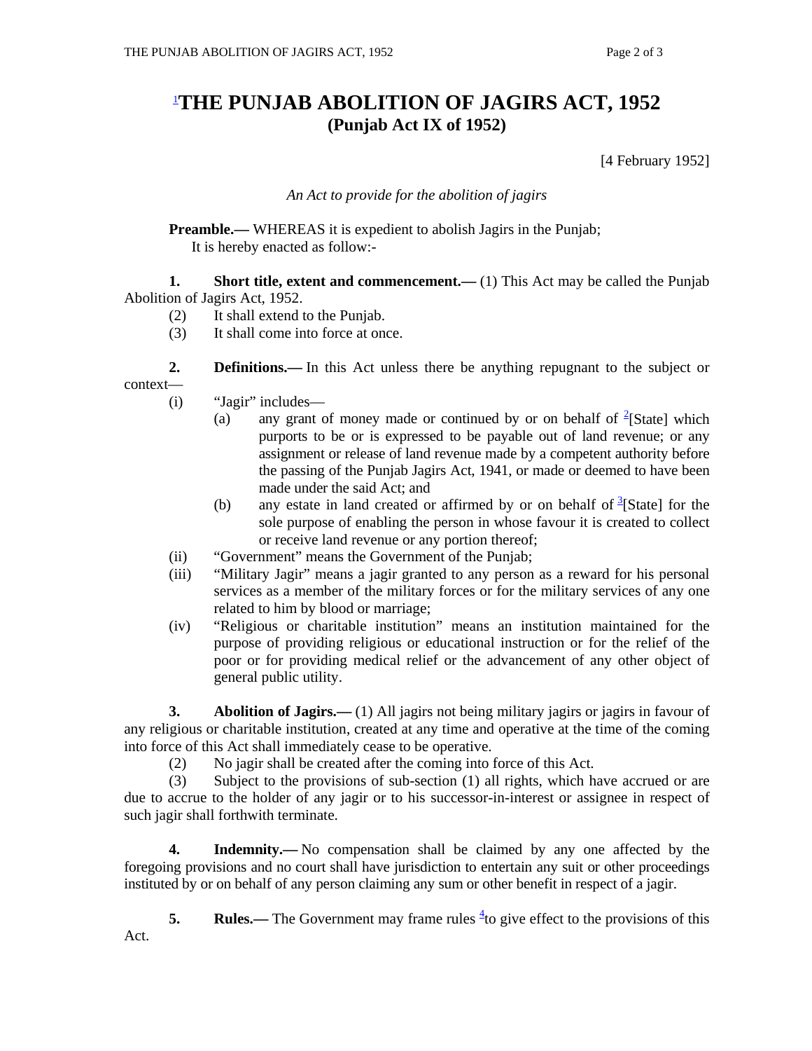# [1]THE PUNJAB ABOLITION OF JAGIRS ACT, 1952
## (Punjab Act IX of 1952)

[4 February 1952]

*An Act to provide for the abolition of jagirs*

**Preamble.—** WHEREAS it is expedient to abolish Jagirs in the Punjab;

It is hereby enacted as follow:-

**1. Short title, extent and commencement.—** (1) This Act may be called the Punjab Abolition of Jagirs Act, 1952.

(2) It shall extend to the Punjab.

(3) It shall come into force at once.

**2. Definitions.—** In this Act unless there be anything repugnant to the subject or context—

(i) "Jagir" includes—

(a) any grant of money made or continued by or on behalf of [2][State] which purports to be or is expressed to be payable out of land revenue; or any assignment or release of land revenue made by a competent authority before the passing of the Punjab Jagirs Act, 1941, or made or deemed to have been made under the said Act; and

(b) any estate in land created or affirmed by or on behalf of [3][State] for the sole purpose of enabling the person in whose favour it is created to collect or receive land revenue or any portion thereof;

(ii) "Government" means the Government of the Punjab;

(iii) "Military Jagir" means a jagir granted to any person as a reward for his personal services as a member of the military forces or for the military services of any one related to him by blood or marriage;

(iv) "Religious or charitable institution" means an institution maintained for the purpose of providing religious or educational instruction or for the relief of the poor or for providing medical relief or the advancement of any other object of general public utility.

**3. Abolition of Jagirs.—** (1) All jagirs not being military jagirs or jagirs in favour of any religious or charitable institution, created at any time and operative at the time of the coming into force of this Act shall immediately cease to be operative.

(2) No jagir shall be created after the coming into force of this Act.

(3) Subject to the provisions of sub-section (1) all rights, which have accrued or are due to accrue to the holder of any jagir or to his successor-in-interest or assignee in respect of such jagir shall forthwith terminate.

**4. Indemnity.—** No compensation shall be claimed by any one affected by the foregoing provisions and no court shall have jurisdiction to entertain any suit or other proceedings instituted by or on behalf of any person claiming any sum or other benefit in respect of a jagir.

**5. Rules.—** The Government may frame rules [4]to give effect to the provisions of this Act.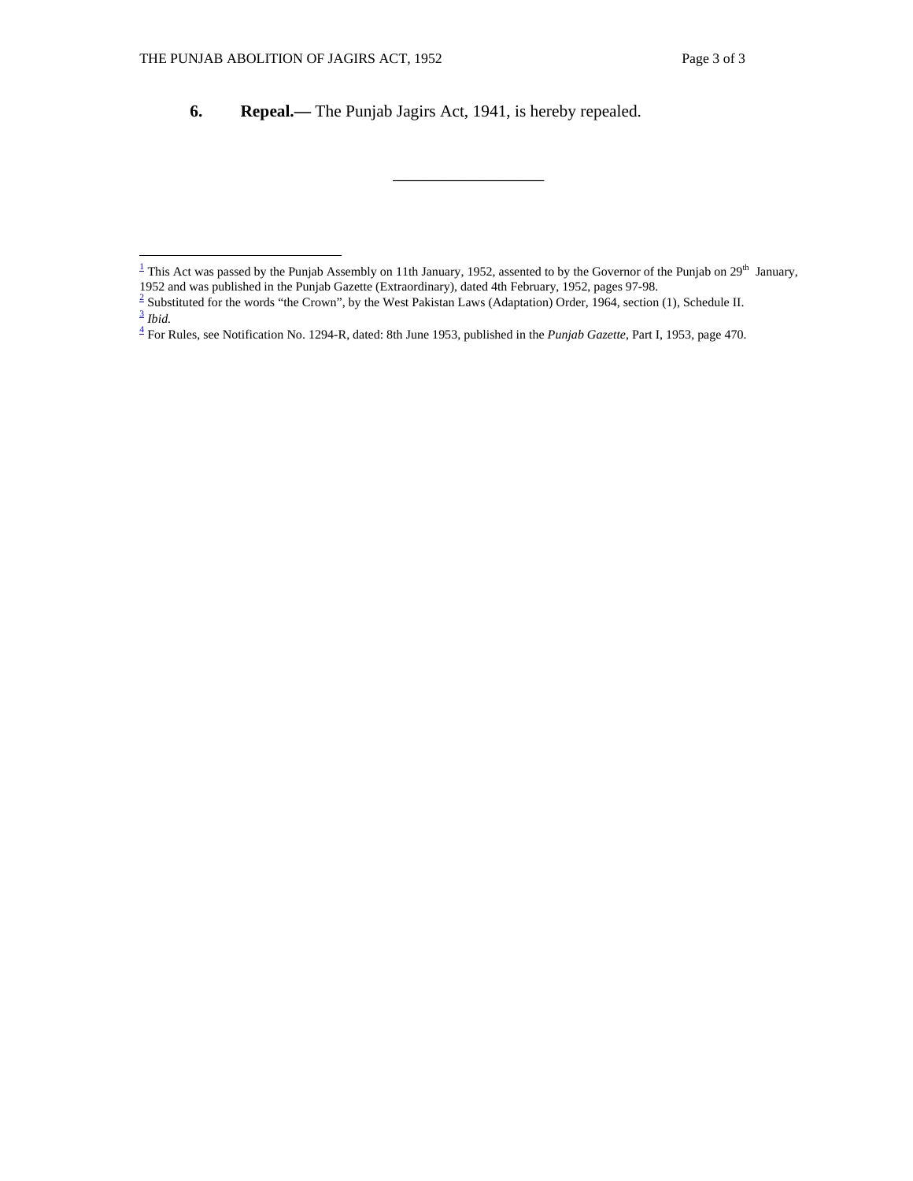**6. Repeal.—** The Punjab Jagirs Act, 1941, is hereby repealed.

---

[1] This Act was passed by the Punjab Assembly on 11th January, 1952, assented to by the Governor of the Punjab on 29th January, 1952 and was published in the Punjab Gazette (Extraordinary), dated 4th February, 1952, pages 97-98.

[2] Substituted for the words "the Crown", by the West Pakistan Laws (Adaptation) Order, 1964, section (1), Schedule II.

[3] *Ibid.*

[4] For Rules, see Notification No. 1294-R, dated: 8th June 1953, published in the *Punjab Gazette*, Part I, 1953, page 470.